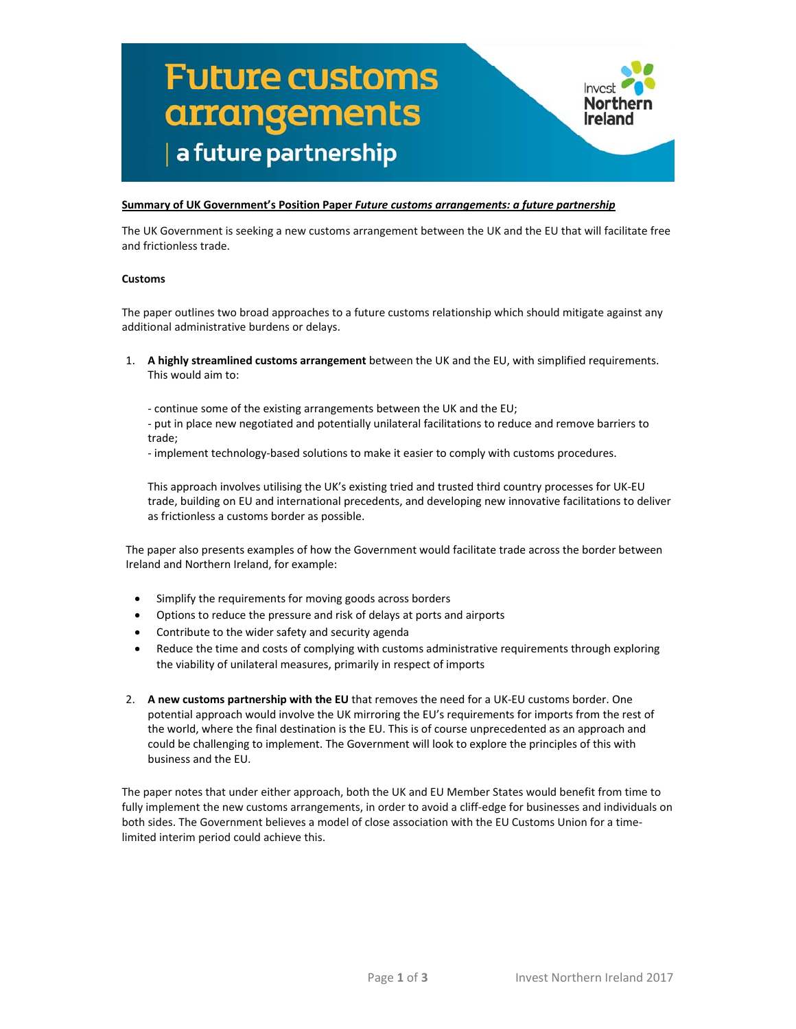# Future customs arrangements

## | a future partnership

Invest Northern Ireland

**Summary of UK Government's Position Paper *Future customs arrangements: a future partnership***

The UK Government is seeking a new customs arrangement between the UK and the EU that will facilitate free and frictionless trade.

**Customs**

The paper outlines two broad approaches to a future customs relationship which should mitigate against any additional administrative burdens or delays.

1. **A highly streamlined customs arrangement** between the UK and the EU, with simplified requirements. This would aim to:

   - continue some of the existing arrangements between the UK and the EU;
   - put in place new negotiated and potentially unilateral facilitations to reduce and remove barriers to trade;
   - implement technology-based solutions to make it easier to comply with customs procedures.

   This approach involves utilising the UK's existing tried and trusted third country processes for UK-EU trade, building on EU and international precedents, and developing new innovative facilitations to deliver as frictionless a customs border as possible.

The paper also presents examples of how the Government would facilitate trade across the border between Ireland and Northern Ireland, for example:

- Simplify the requirements for moving goods across borders
- Options to reduce the pressure and risk of delays at ports and airports
- Contribute to the wider safety and security agenda
- Reduce the time and costs of complying with customs administrative requirements through exploring the viability of unilateral measures, primarily in respect of imports

2. **A new customs partnership with the EU** that removes the need for a UK-EU customs border. One potential approach would involve the UK mirroring the EU's requirements for imports from the rest of the world, where the final destination is the EU. This is of course unprecedented as an approach and could be challenging to implement. The Government will look to explore the principles of this with business and the EU.

The paper notes that under either approach, both the UK and EU Member States would benefit from time to fully implement the new customs arrangements, in order to avoid a cliff-edge for businesses and individuals on both sides. The Government believes a model of close association with the EU Customs Union for a time-limited interim period could achieve this.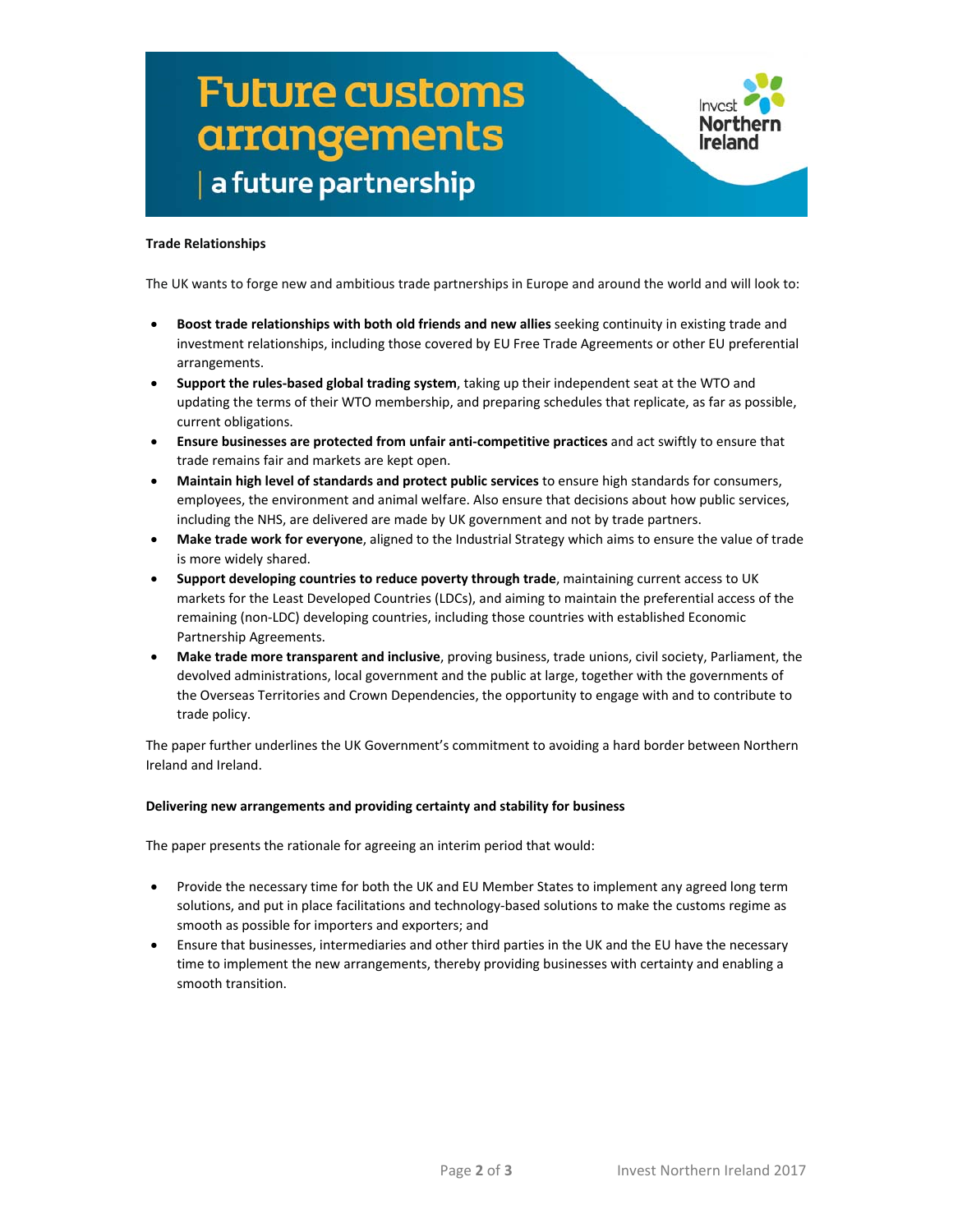**Trade Relationships**

The UK wants to forge new and ambitious trade partnerships in Europe and around the world and will look to:

- **Boost trade relationships with both old friends and new allies** seeking continuity in existing trade and investment relationships, including those covered by EU Free Trade Agreements or other EU preferential arrangements.
- **Support the rules-based global trading system**, taking up their independent seat at the WTO and updating the terms of their WTO membership, and preparing schedules that replicate, as far as possible, current obligations.
- **Ensure businesses are protected from unfair anti-competitive practices** and act swiftly to ensure that trade remains fair and markets are kept open.
- **Maintain high level of standards and protect public services** to ensure high standards for consumers, employees, the environment and animal welfare. Also ensure that decisions about how public services, including the NHS, are delivered are made by UK government and not by trade partners.
- **Make trade work for everyone**, aligned to the Industrial Strategy which aims to ensure the value of trade is more widely shared.
- **Support developing countries to reduce poverty through trade**, maintaining current access to UK markets for the Least Developed Countries (LDCs), and aiming to maintain the preferential access of the remaining (non-LDC) developing countries, including those countries with established Economic Partnership Agreements.
- **Make trade more transparent and inclusive**, proving business, trade unions, civil society, Parliament, the devolved administrations, local government and the public at large, together with the governments of the Overseas Territories and Crown Dependencies, the opportunity to engage with and to contribute to trade policy.

The paper further underlines the UK Government's commitment to avoiding a hard border between Northern Ireland and Ireland.

**Delivering new arrangements and providing certainty and stability for business**

The paper presents the rationale for agreeing an interim period that would:

- Provide the necessary time for both the UK and EU Member States to implement any agreed long term solutions, and put in place facilitations and technology-based solutions to make the customs regime as smooth as possible for importers and exporters; and
- Ensure that businesses, intermediaries and other third parties in the UK and the EU have the necessary time to implement the new arrangements, thereby providing businesses with certainty and enabling a smooth transition.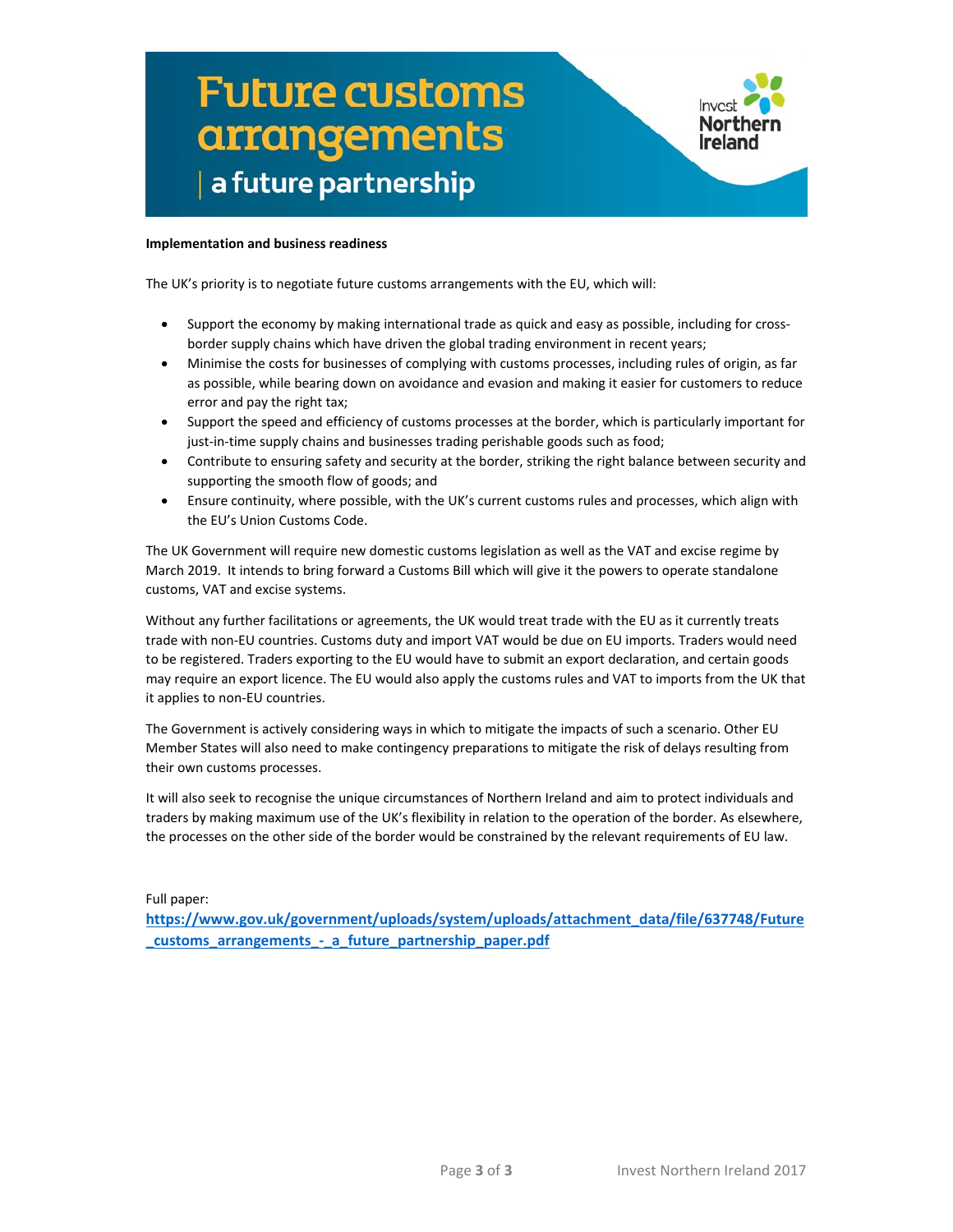# Future customs arrangements

## a future partnership

**Implementation and business readiness**

The UK's priority is to negotiate future customs arrangements with the EU, which will:

- Support the economy by making international trade as quick and easy as possible, including for cross-border supply chains which have driven the global trading environment in recent years;
- Minimise the costs for businesses of complying with customs processes, including rules of origin, as far as possible, while bearing down on avoidance and evasion and making it easier for customers to reduce error and pay the right tax;
- Support the speed and efficiency of customs processes at the border, which is particularly important for just-in-time supply chains and businesses trading perishable goods such as food;
- Contribute to ensuring safety and security at the border, striking the right balance between security and supporting the smooth flow of goods; and
- Ensure continuity, where possible, with the UK's current customs rules and processes, which align with the EU's Union Customs Code.

The UK Government will require new domestic customs legislation as well as the VAT and excise regime by March 2019. It intends to bring forward a Customs Bill which will give it the powers to operate standalone customs, VAT and excise systems.

Without any further facilitations or agreements, the UK would treat trade with the EU as it currently treats trade with non-EU countries. Customs duty and import VAT would be due on EU imports. Traders would need to be registered. Traders exporting to the EU would have to submit an export declaration, and certain goods may require an export licence. The EU would also apply the customs rules and VAT to imports from the UK that it applies to non-EU countries.

The Government is actively considering ways in which to mitigate the impacts of such a scenario. Other EU Member States will also need to make contingency preparations to mitigate the risk of delays resulting from their own customs processes.

It will also seek to recognise the unique circumstances of Northern Ireland and aim to protect individuals and traders by making maximum use of the UK's flexibility in relation to the operation of the border. As elsewhere, the processes on the other side of the border would be constrained by the relevant requirements of EU law.

Full paper:
**https://www.gov.uk/government/uploads/system/uploads/attachment_data/file/637748/Future_customs_arrangements_-_a_future_partnership_paper.pdf**